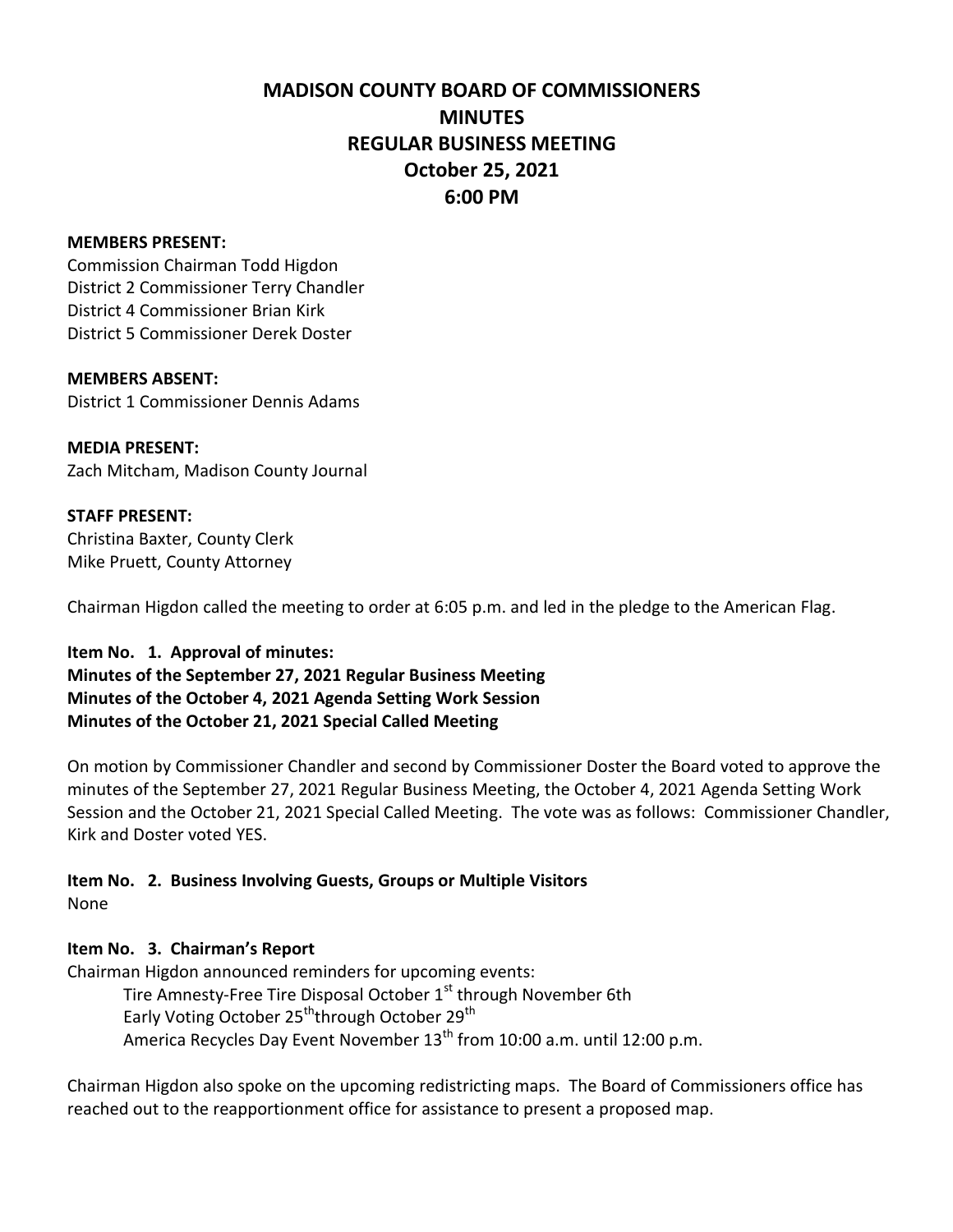# MADISON COUNTY BOARD OF COMMISSIONERS
# MINUTES
# REGULAR BUSINESS MEETING
# October 25, 2021
# 6:00 PM

**MEMBERS PRESENT:**
Commission Chairman Todd Higdon
District 2 Commissioner Terry Chandler
District 4 Commissioner Brian Kirk
District 5 Commissioner Derek Doster

**MEMBERS ABSENT:**
District 1 Commissioner Dennis Adams

**MEDIA PRESENT:**
Zach Mitcham, Madison County Journal

**STAFF PRESENT:**
Christina Baxter, County Clerk
Mike Pruett, County Attorney

Chairman Higdon called the meeting to order at 6:05 p.m. and led in the pledge to the American Flag.

**Item No. 1. Approval of minutes:**
**Minutes of the September 27, 2021 Regular Business Meeting**
**Minutes of the October 4, 2021 Agenda Setting Work Session**
**Minutes of the October 21, 2021 Special Called Meeting**

On motion by Commissioner Chandler and second by Commissioner Doster the Board voted to approve the minutes of the September 27, 2021 Regular Business Meeting, the October 4, 2021 Agenda Setting Work Session and the October 21, 2021 Special Called Meeting. The vote was as follows: Commissioner Chandler, Kirk and Doster voted YES.

**Item No. 2. Business Involving Guests, Groups or Multiple Visitors**
None

**Item No. 3. Chairman's Report**
Chairman Higdon announced reminders for upcoming events:

Tire Amnesty-Free Tire Disposal October 1st through November 6th
Early Voting October 25th through October 29th
America Recycles Day Event November 13th from 10:00 a.m. until 12:00 p.m.

Chairman Higdon also spoke on the upcoming redistricting maps. The Board of Commissioners office has reached out to the reapportionment office for assistance to present a proposed map.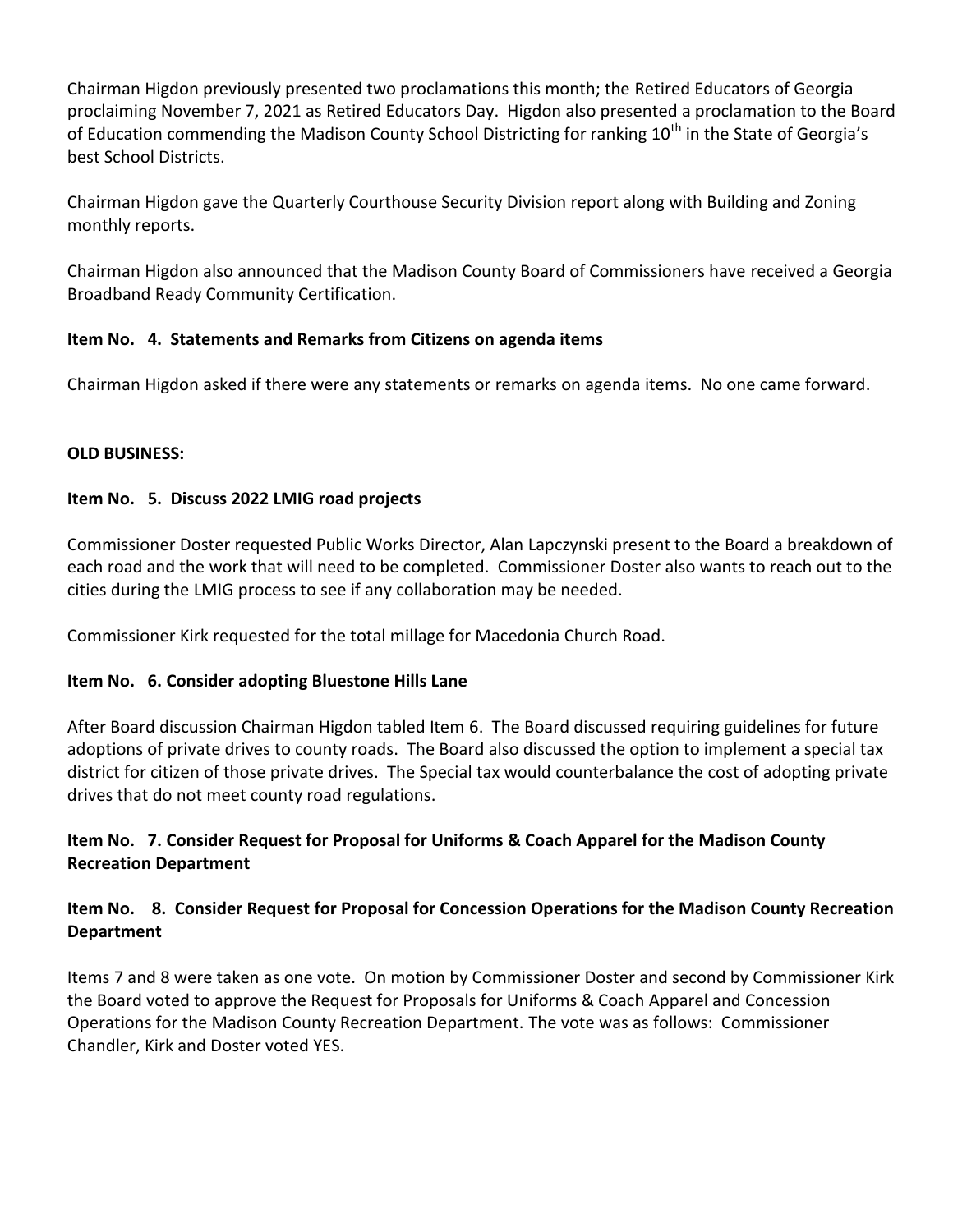Chairman Higdon previously presented two proclamations this month; the Retired Educators of Georgia proclaiming November 7, 2021 as Retired Educators Day. Higdon also presented a proclamation to the Board of Education commending the Madison County School Districting for ranking 10th in the State of Georgia's best School Districts.

Chairman Higdon gave the Quarterly Courthouse Security Division report along with Building and Zoning monthly reports.

Chairman Higdon also announced that the Madison County Board of Commissioners have received a Georgia Broadband Ready Community Certification.

**Item No. 4. Statements and Remarks from Citizens on agenda items**

Chairman Higdon asked if there were any statements or remarks on agenda items. No one came forward.

**OLD BUSINESS:**

**Item No. 5. Discuss 2022 LMIG road projects**

Commissioner Doster requested Public Works Director, Alan Lapczynski present to the Board a breakdown of each road and the work that will need to be completed. Commissioner Doster also wants to reach out to the cities during the LMIG process to see if any collaboration may be needed.

Commissioner Kirk requested for the total millage for Macedonia Church Road.

**Item No. 6. Consider adopting Bluestone Hills Lane**

After Board discussion Chairman Higdon tabled Item 6. The Board discussed requiring guidelines for future adoptions of private drives to county roads. The Board also discussed the option to implement a special tax district for citizen of those private drives. The Special tax would counterbalance the cost of adopting private drives that do not meet county road regulations.

**Item No. 7. Consider Request for Proposal for Uniforms & Coach Apparel for the Madison County Recreation Department**

**Item No. 8. Consider Request for Proposal for Concession Operations for the Madison County Recreation Department**

Items 7 and 8 were taken as one vote. On motion by Commissioner Doster and second by Commissioner Kirk the Board voted to approve the Request for Proposals for Uniforms & Coach Apparel and Concession Operations for the Madison County Recreation Department. The vote was as follows: Commissioner Chandler, Kirk and Doster voted YES.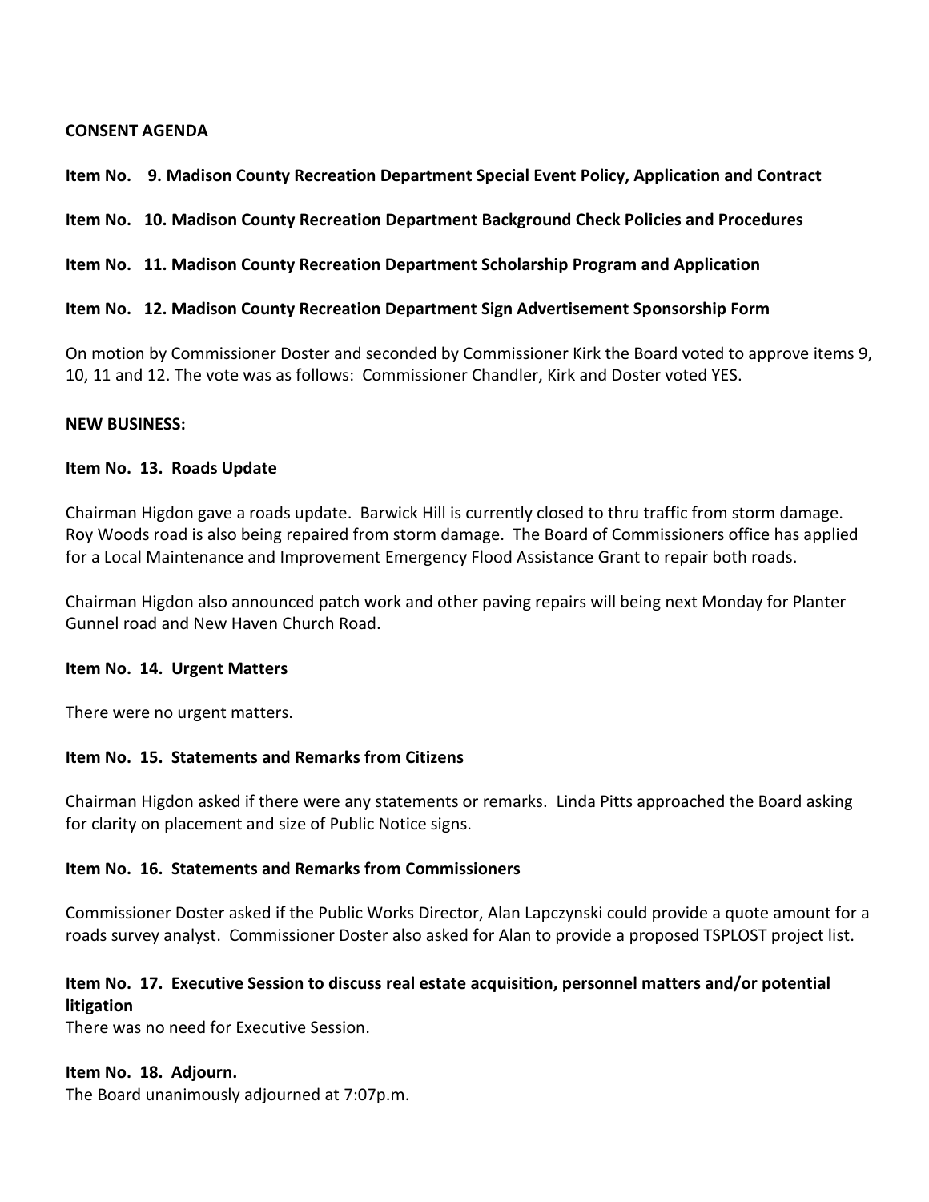**CONSENT AGENDA**

**Item No. 9. Madison County Recreation Department Special Event Policy, Application and Contract**

**Item No. 10. Madison County Recreation Department Background Check Policies and Procedures**

**Item No. 11. Madison County Recreation Department Scholarship Program and Application**

**Item No. 12. Madison County Recreation Department Sign Advertisement Sponsorship Form**

On motion by Commissioner Doster and seconded by Commissioner Kirk the Board voted to approve items 9, 10, 11 and 12. The vote was as follows: Commissioner Chandler, Kirk and Doster voted YES.

**NEW BUSINESS:**

**Item No. 13. Roads Update**

Chairman Higdon gave a roads update. Barwick Hill is currently closed to thru traffic from storm damage. Roy Woods road is also being repaired from storm damage. The Board of Commissioners office has applied for a Local Maintenance and Improvement Emergency Flood Assistance Grant to repair both roads.

Chairman Higdon also announced patch work and other paving repairs will being next Monday for Planter Gunnel road and New Haven Church Road.

**Item No. 14. Urgent Matters**

There were no urgent matters.

**Item No. 15. Statements and Remarks from Citizens**

Chairman Higdon asked if there were any statements or remarks. Linda Pitts approached the Board asking for clarity on placement and size of Public Notice signs.

**Item No. 16. Statements and Remarks from Commissioners**

Commissioner Doster asked if the Public Works Director, Alan Lapczynski could provide a quote amount for a roads survey analyst. Commissioner Doster also asked for Alan to provide a proposed TSPLOST project list.

**Item No. 17. Executive Session to discuss real estate acquisition, personnel matters and/or potential litigation**

There was no need for Executive Session.

**Item No. 18. Adjourn.**

The Board unanimously adjourned at 7:07p.m.